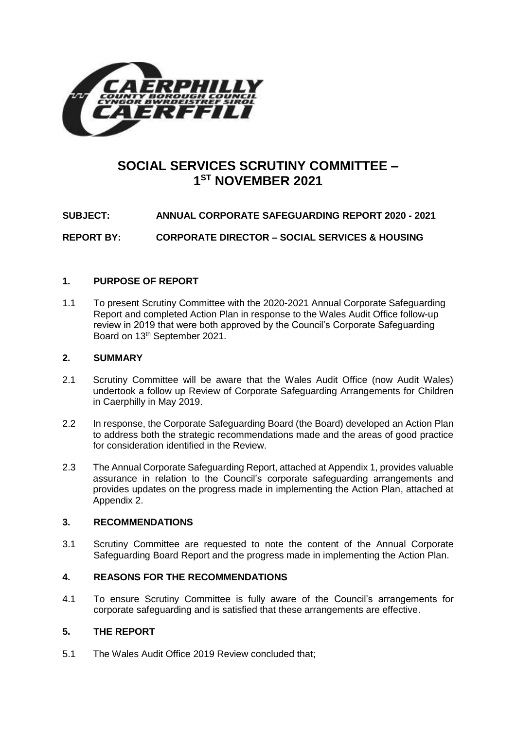# SOCIAL SERVICES SCRUTINY COMMITTEE – 1ST NOVEMBER 2021

**SUBJECT: ANNUAL CORPORATE SAFEGUARDING REPORT 2020 - 2021**

**REPORT BY: CORPORATE DIRECTOR – SOCIAL SERVICES & HOUSING**

## 1. PURPOSE OF REPORT

1.1 To present Scrutiny Committee with the 2020-2021 Annual Corporate Safeguarding Report and completed Action Plan in response to the Wales Audit Office follow-up review in 2019 that were both approved by the Council's Corporate Safeguarding Board on 13th September 2021.

## 2. SUMMARY

2.1 Scrutiny Committee will be aware that the Wales Audit Office (now Audit Wales) undertook a follow up Review of Corporate Safeguarding Arrangements for Children in Caerphilly in May 2019.

2.2 In response, the Corporate Safeguarding Board (the Board) developed an Action Plan to address both the strategic recommendations made and the areas of good practice for consideration identified in the Review.

2.3 The Annual Corporate Safeguarding Report, attached at Appendix 1, provides valuable assurance in relation to the Council's corporate safeguarding arrangements and provides updates on the progress made in implementing the Action Plan, attached at Appendix 2.

## 3. RECOMMENDATIONS

3.1 Scrutiny Committee are requested to note the content of the Annual Corporate Safeguarding Board Report and the progress made in implementing the Action Plan.

## 4. REASONS FOR THE RECOMMENDATIONS

4.1 To ensure Scrutiny Committee is fully aware of the Council's arrangements for corporate safeguarding and is satisfied that these arrangements are effective.

## 5. THE REPORT

5.1 The Wales Audit Office 2019 Review concluded that;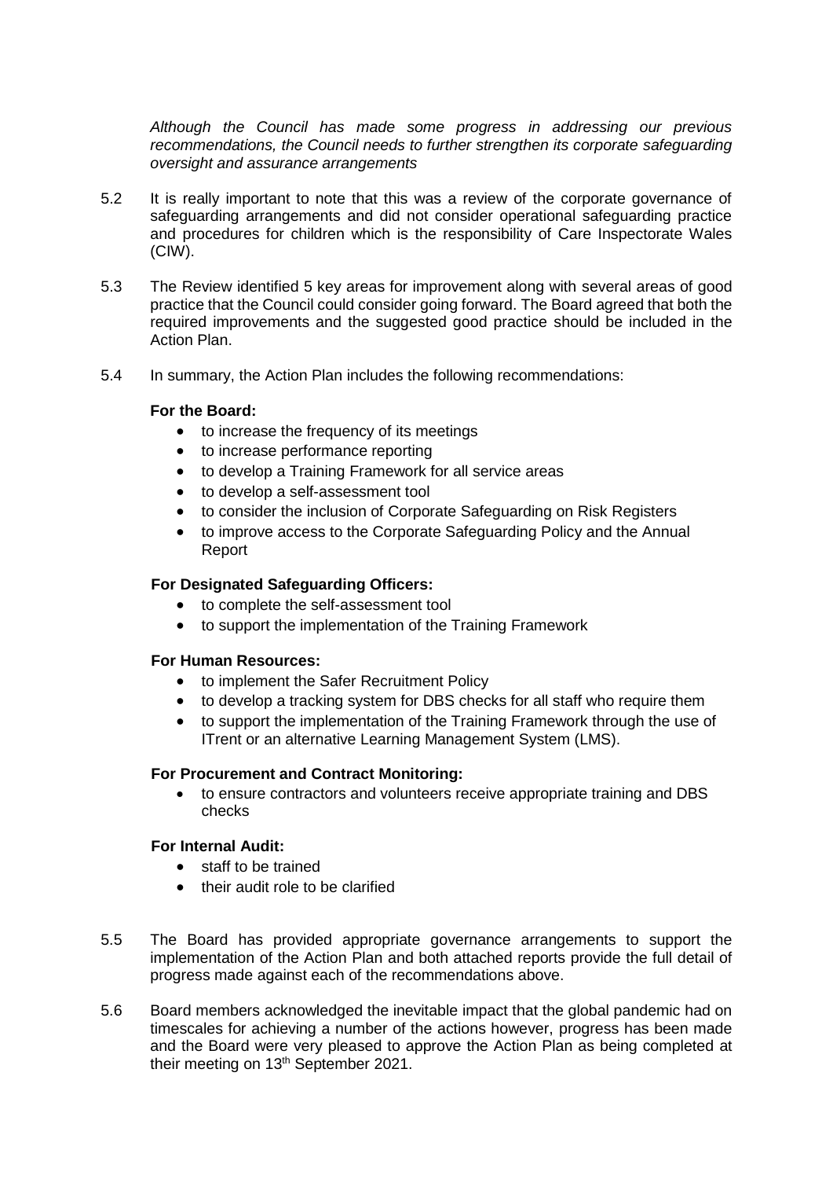*Although the Council has made some progress in addressing our previous recommendations, the Council needs to further strengthen its corporate safeguarding oversight and assurance arrangements*

5.2 It is really important to note that this was a review of the corporate governance of safeguarding arrangements and did not consider operational safeguarding practice and procedures for children which is the responsibility of Care Inspectorate Wales (CIW).

5.3 The Review identified 5 key areas for improvement along with several areas of good practice that the Council could consider going forward. The Board agreed that both the required improvements and the suggested good practice should be included in the Action Plan.

5.4 In summary, the Action Plan includes the following recommendations:

**For the Board:**

- to increase the frequency of its meetings
- to increase performance reporting
- to develop a Training Framework for all service areas
- to develop a self-assessment tool
- to consider the inclusion of Corporate Safeguarding on Risk Registers
- to improve access to the Corporate Safeguarding Policy and the Annual Report

**For Designated Safeguarding Officers:**

- to complete the self-assessment tool
- to support the implementation of the Training Framework

**For Human Resources:**

- to implement the Safer Recruitment Policy
- to develop a tracking system for DBS checks for all staff who require them
- to support the implementation of the Training Framework through the use of ITrent or an alternative Learning Management System (LMS).

**For Procurement and Contract Monitoring:**

- to ensure contractors and volunteers receive appropriate training and DBS checks

**For Internal Audit:**

- staff to be trained
- their audit role to be clarified

5.5 The Board has provided appropriate governance arrangements to support the implementation of the Action Plan and both attached reports provide the full detail of progress made against each of the recommendations above.

5.6 Board members acknowledged the inevitable impact that the global pandemic had on timescales for achieving a number of the actions however, progress has been made and the Board were very pleased to approve the Action Plan as being completed at their meeting on 13th September 2021.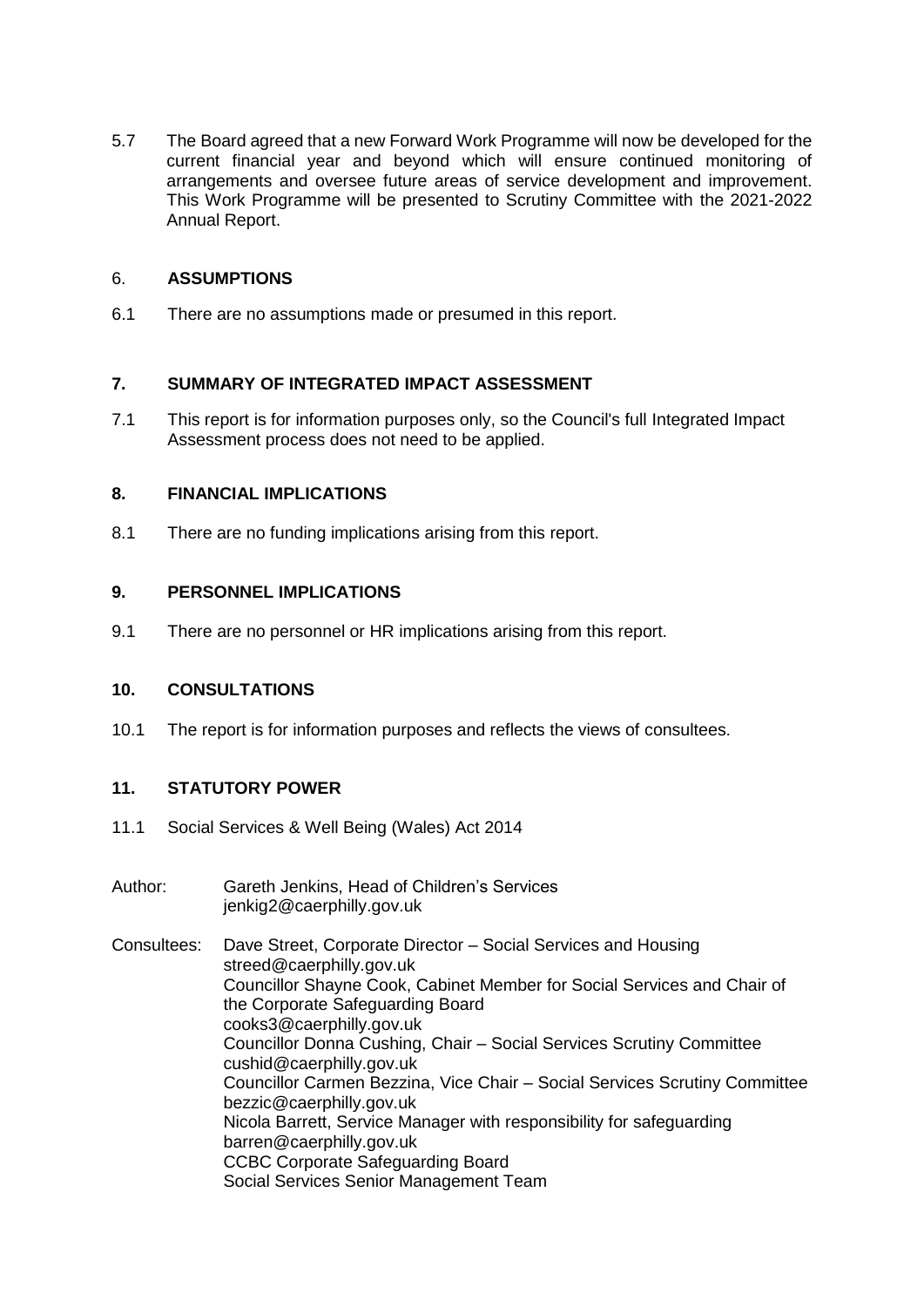5.7 The Board agreed that a new Forward Work Programme will now be developed for the current financial year and beyond which will ensure continued monitoring of arrangements and oversee future areas of service development and improvement. This Work Programme will be presented to Scrutiny Committee with the 2021-2022 Annual Report.

## 6. ASSUMPTIONS

6.1 There are no assumptions made or presumed in this report.

## 7. SUMMARY OF INTEGRATED IMPACT ASSESSMENT

7.1 This report is for information purposes only, so the Council's full Integrated Impact Assessment process does not need to be applied.

## 8. FINANCIAL IMPLICATIONS

8.1 There are no funding implications arising from this report.

## 9. PERSONNEL IMPLICATIONS

9.1 There are no personnel or HR implications arising from this report.

## 10. CONSULTATIONS

10.1 The report is for information purposes and reflects the views of consultees.

## 11. STATUTORY POWER

11.1 Social Services & Well Being (Wales) Act 2014

Author: Gareth Jenkins, Head of Children's Services
jenkig2@caerphilly.gov.uk

Consultees: Dave Street, Corporate Director – Social Services and Housing
streed@caerphilly.gov.uk
Councillor Shayne Cook, Cabinet Member for Social Services and Chair of the Corporate Safeguarding Board
cooks3@caerphilly.gov.uk
Councillor Donna Cushing, Chair – Social Services Scrutiny Committee
cushid@caerphilly.gov.uk
Councillor Carmen Bezzina, Vice Chair – Social Services Scrutiny Committee
bezzic@caerphilly.gov.uk
Nicola Barrett, Service Manager with responsibility for safeguarding
barren@caerphilly.gov.uk
CCBC Corporate Safeguarding Board
Social Services Senior Management Team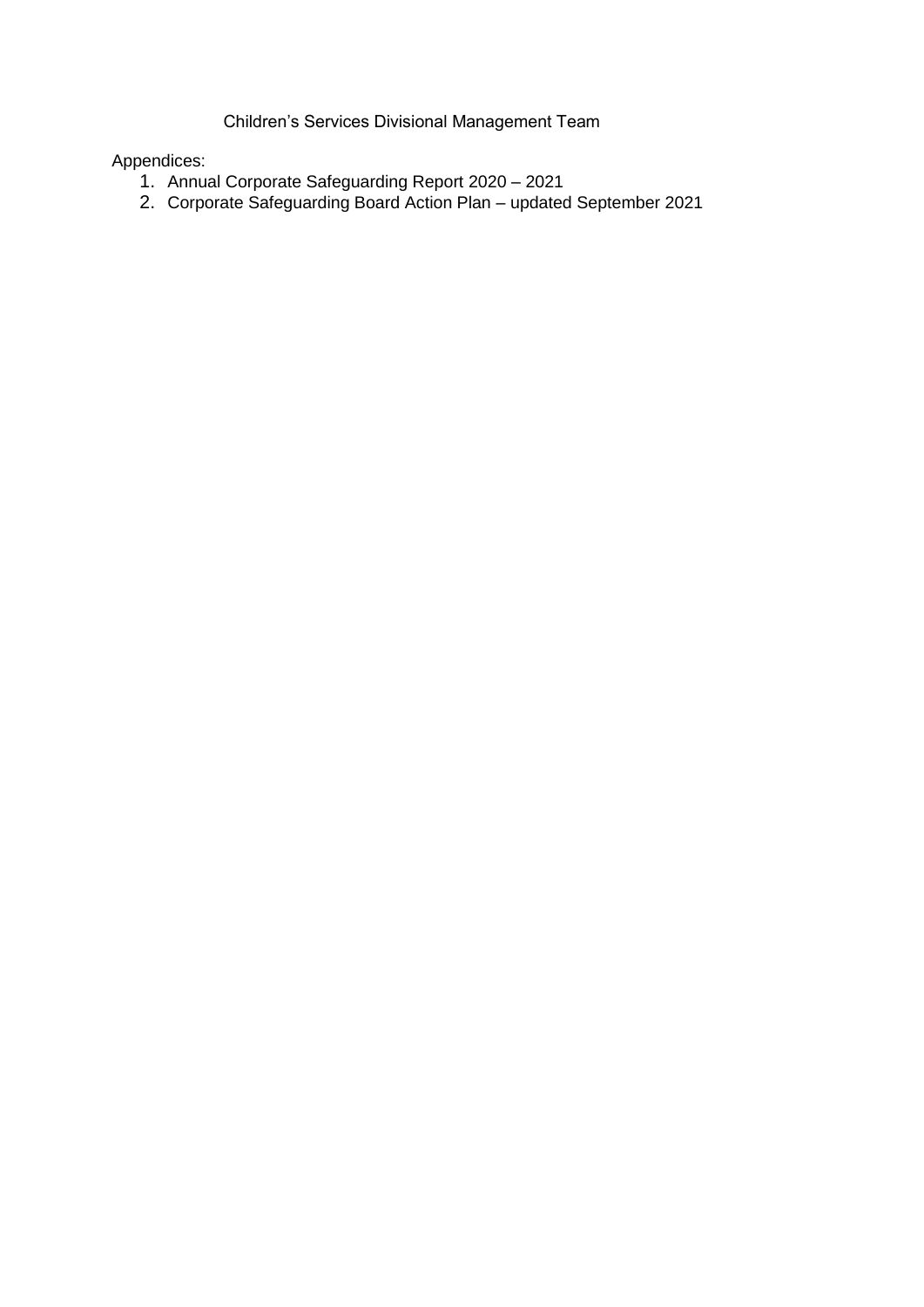Children's Services Divisional Management Team

Appendices:

1. Annual Corporate Safeguarding Report 2020 – 2021
2. Corporate Safeguarding Board Action Plan – updated September 2021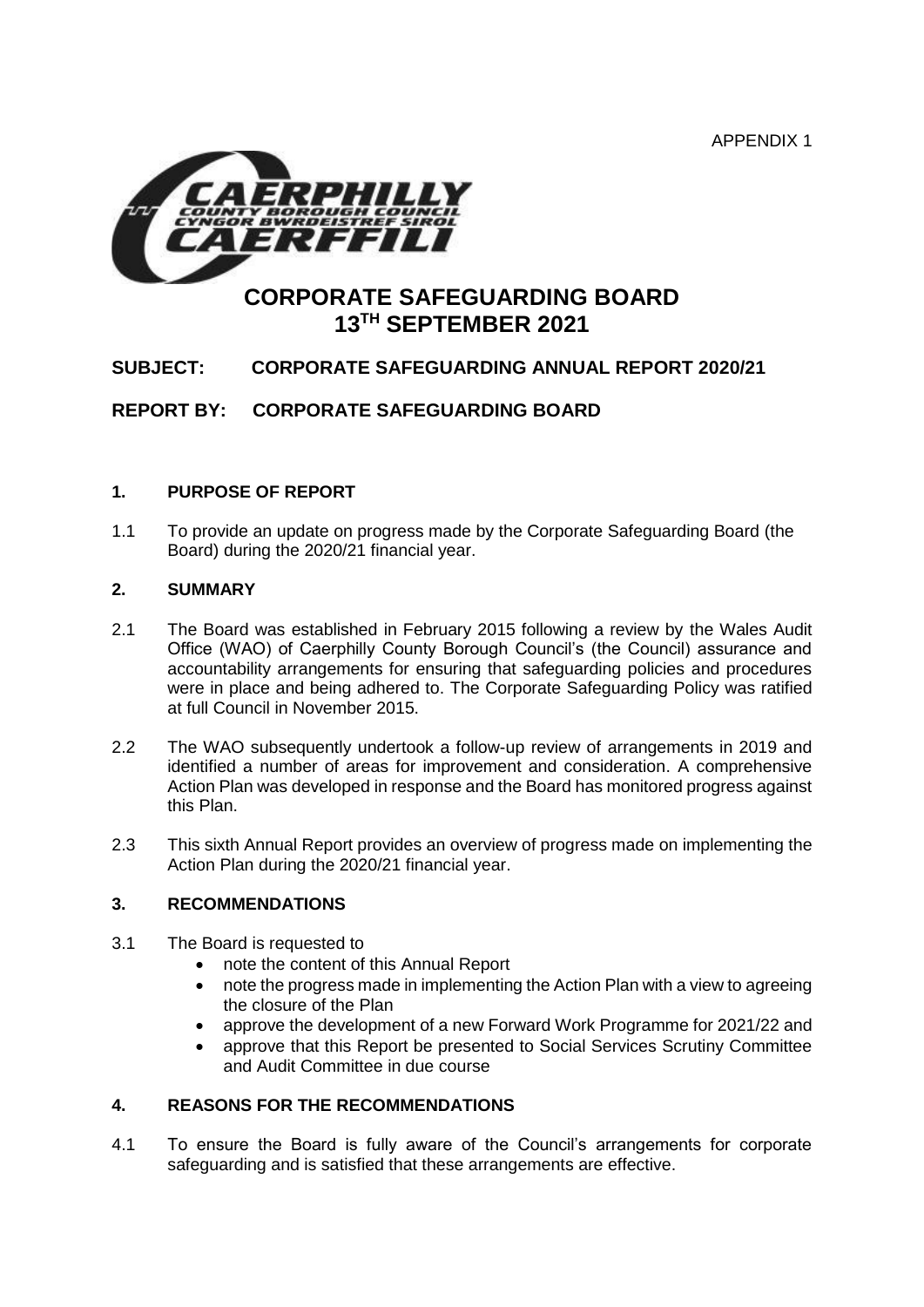APPENDIX 1

# CORPORATE SAFEGUARDING BOARD
# 13TH SEPTEMBER 2021

**SUBJECT: CORPORATE SAFEGUARDING ANNUAL REPORT 2020/21**

**REPORT BY: CORPORATE SAFEGUARDING BOARD**

## 1. PURPOSE OF REPORT

1.1 To provide an update on progress made by the Corporate Safeguarding Board (the Board) during the 2020/21 financial year.

## 2. SUMMARY

2.1 The Board was established in February 2015 following a review by the Wales Audit Office (WAO) of Caerphilly County Borough Council's (the Council) assurance and accountability arrangements for ensuring that safeguarding policies and procedures were in place and being adhered to. The Corporate Safeguarding Policy was ratified at full Council in November 2015.

2.2 The WAO subsequently undertook a follow-up review of arrangements in 2019 and identified a number of areas for improvement and consideration. A comprehensive Action Plan was developed in response and the Board has monitored progress against this Plan.

2.3 This sixth Annual Report provides an overview of progress made on implementing the Action Plan during the 2020/21 financial year.

## 3. RECOMMENDATIONS

3.1 The Board is requested to

- note the content of this Annual Report
- note the progress made in implementing the Action Plan with a view to agreeing the closure of the Plan
- approve the development of a new Forward Work Programme for 2021/22 and
- approve that this Report be presented to Social Services Scrutiny Committee and Audit Committee in due course

## 4. REASONS FOR THE RECOMMENDATIONS

4.1 To ensure the Board is fully aware of the Council's arrangements for corporate safeguarding and is satisfied that these arrangements are effective.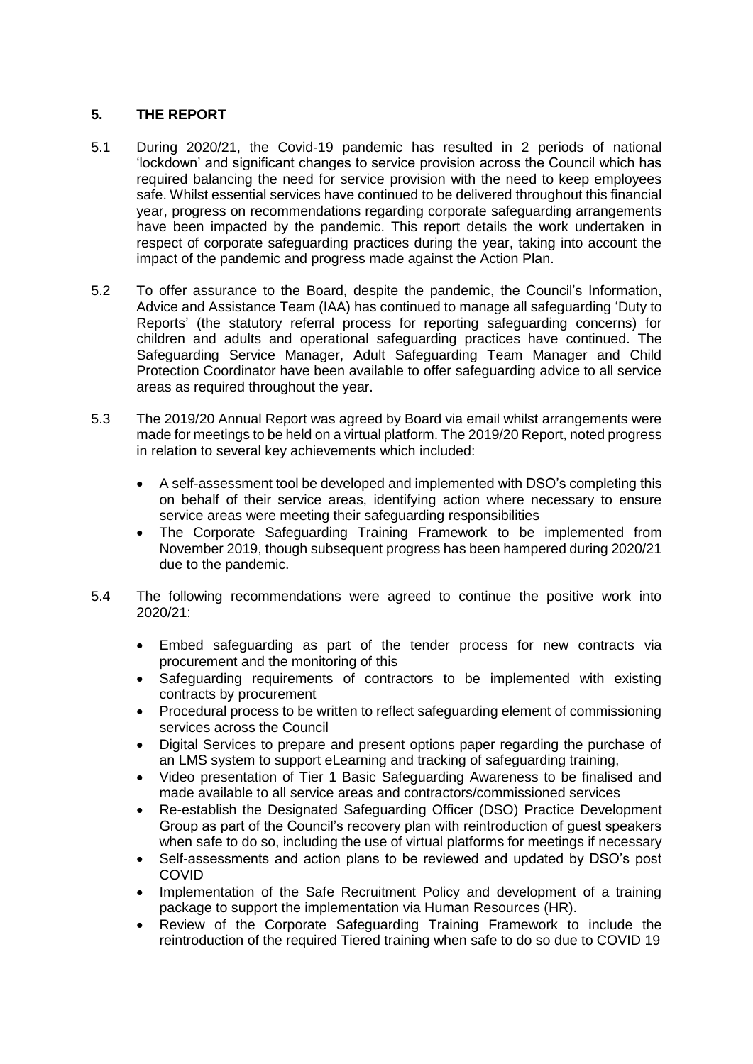## 5. THE REPORT

5.1 During 2020/21, the Covid-19 pandemic has resulted in 2 periods of national 'lockdown' and significant changes to service provision across the Council which has required balancing the need for service provision with the need to keep employees safe. Whilst essential services have continued to be delivered throughout this financial year, progress on recommendations regarding corporate safeguarding arrangements have been impacted by the pandemic. This report details the work undertaken in respect of corporate safeguarding practices during the year, taking into account the impact of the pandemic and progress made against the Action Plan.

5.2 To offer assurance to the Board, despite the pandemic, the Council's Information, Advice and Assistance Team (IAA) has continued to manage all safeguarding 'Duty to Reports' (the statutory referral process for reporting safeguarding concerns) for children and adults and operational safeguarding practices have continued. The Safeguarding Service Manager, Adult Safeguarding Team Manager and Child Protection Coordinator have been available to offer safeguarding advice to all service areas as required throughout the year.

5.3 The 2019/20 Annual Report was agreed by Board via email whilst arrangements were made for meetings to be held on a virtual platform. The 2019/20 Report, noted progress in relation to several key achievements which included:

- A self-assessment tool be developed and implemented with DSO's completing this on behalf of their service areas, identifying action where necessary to ensure service areas were meeting their safeguarding responsibilities
- The Corporate Safeguarding Training Framework to be implemented from November 2019, though subsequent progress has been hampered during 2020/21 due to the pandemic.

5.4 The following recommendations were agreed to continue the positive work into 2020/21:

- Embed safeguarding as part of the tender process for new contracts via procurement and the monitoring of this
- Safeguarding requirements of contractors to be implemented with existing contracts by procurement
- Procedural process to be written to reflect safeguarding element of commissioning services across the Council
- Digital Services to prepare and present options paper regarding the purchase of an LMS system to support eLearning and tracking of safeguarding training,
- Video presentation of Tier 1 Basic Safeguarding Awareness to be finalised and made available to all service areas and contractors/commissioned services
- Re-establish the Designated Safeguarding Officer (DSO) Practice Development Group as part of the Council's recovery plan with reintroduction of guest speakers when safe to do so, including the use of virtual platforms for meetings if necessary
- Self-assessments and action plans to be reviewed and updated by DSO's post COVID
- Implementation of the Safe Recruitment Policy and development of a training package to support the implementation via Human Resources (HR).
- Review of the Corporate Safeguarding Training Framework to include the reintroduction of the required Tiered training when safe to do so due to COVID 19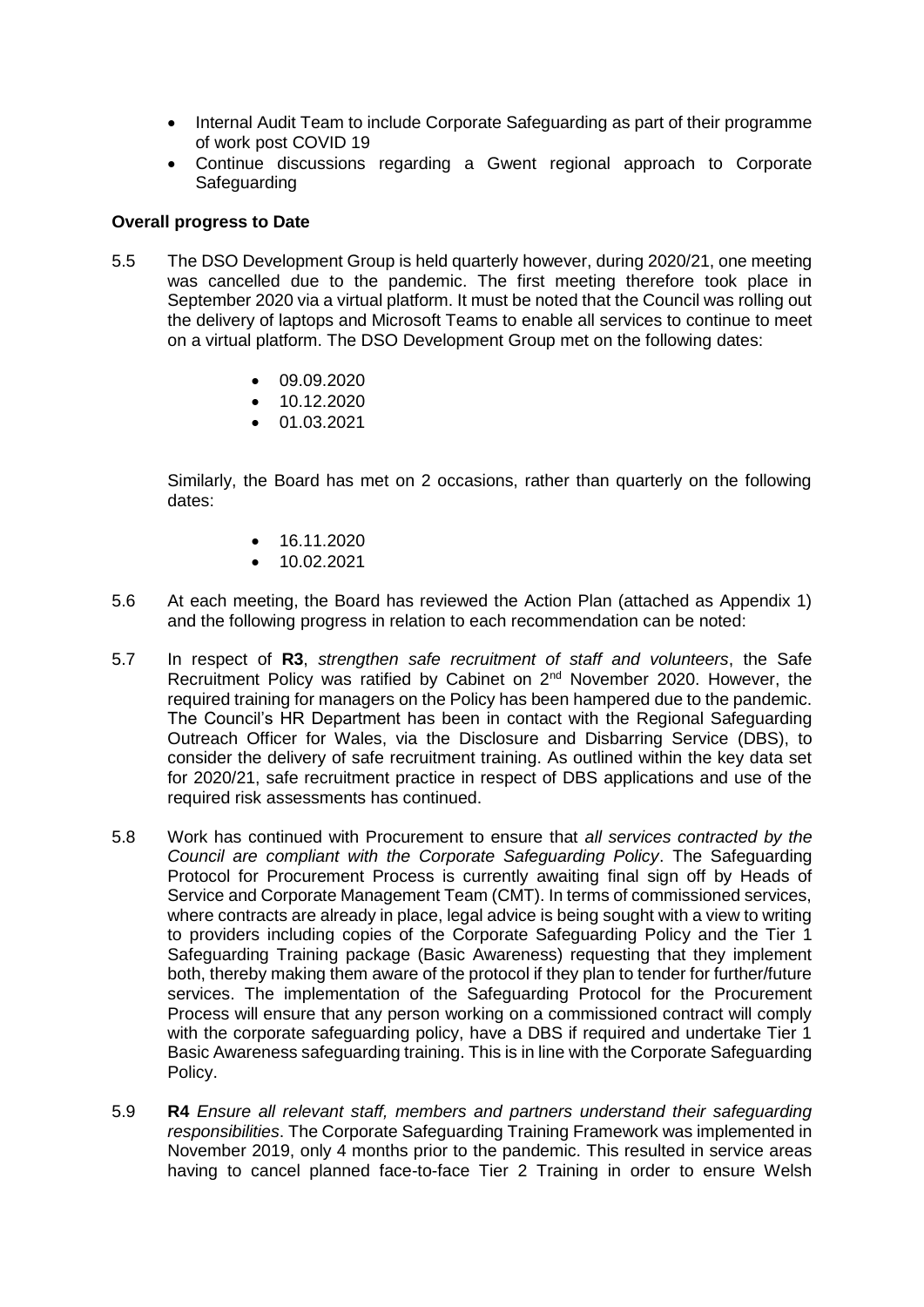- Internal Audit Team to include Corporate Safeguarding as part of their programme of work post COVID 19
- Continue discussions regarding a Gwent regional approach to Corporate Safeguarding

**Overall progress to Date**

5.5 The DSO Development Group is held quarterly however, during 2020/21, one meeting was cancelled due to the pandemic. The first meeting therefore took place in September 2020 via a virtual platform. It must be noted that the Council was rolling out the delivery of laptops and Microsoft Teams to enable all services to continue to meet on a virtual platform. The DSO Development Group met on the following dates:

- 09.09.2020
- 10.12.2020
- 01.03.2021

Similarly, the Board has met on 2 occasions, rather than quarterly on the following dates:

- 16.11.2020
- 10.02.2021

5.6 At each meeting, the Board has reviewed the Action Plan (attached as Appendix 1) and the following progress in relation to each recommendation can be noted:

5.7 In respect of **R3**, *strengthen safe recruitment of staff and volunteers*, the Safe Recruitment Policy was ratified by Cabinet on 2nd November 2020. However, the required training for managers on the Policy has been hampered due to the pandemic. The Council's HR Department has been in contact with the Regional Safeguarding Outreach Officer for Wales, via the Disclosure and Disbarring Service (DBS), to consider the delivery of safe recruitment training. As outlined within the key data set for 2020/21, safe recruitment practice in respect of DBS applications and use of the required risk assessments has continued.

5.8 Work has continued with Procurement to ensure that *all services contracted by the Council are compliant with the Corporate Safeguarding Policy*. The Safeguarding Protocol for Procurement Process is currently awaiting final sign off by Heads of Service and Corporate Management Team (CMT). In terms of commissioned services, where contracts are already in place, legal advice is being sought with a view to writing to providers including copies of the Corporate Safeguarding Policy and the Tier 1 Safeguarding Training package (Basic Awareness) requesting that they implement both, thereby making them aware of the protocol if they plan to tender for further/future services. The implementation of the Safeguarding Protocol for the Procurement Process will ensure that any person working on a commissioned contract will comply with the corporate safeguarding policy, have a DBS if required and undertake Tier 1 Basic Awareness safeguarding training. This is in line with the Corporate Safeguarding Policy.

5.9 **R4** *Ensure all relevant staff, members and partners understand their safeguarding responsibilities*. The Corporate Safeguarding Training Framework was implemented in November 2019, only 4 months prior to the pandemic. This resulted in service areas having to cancel planned face-to-face Tier 2 Training in order to ensure Welsh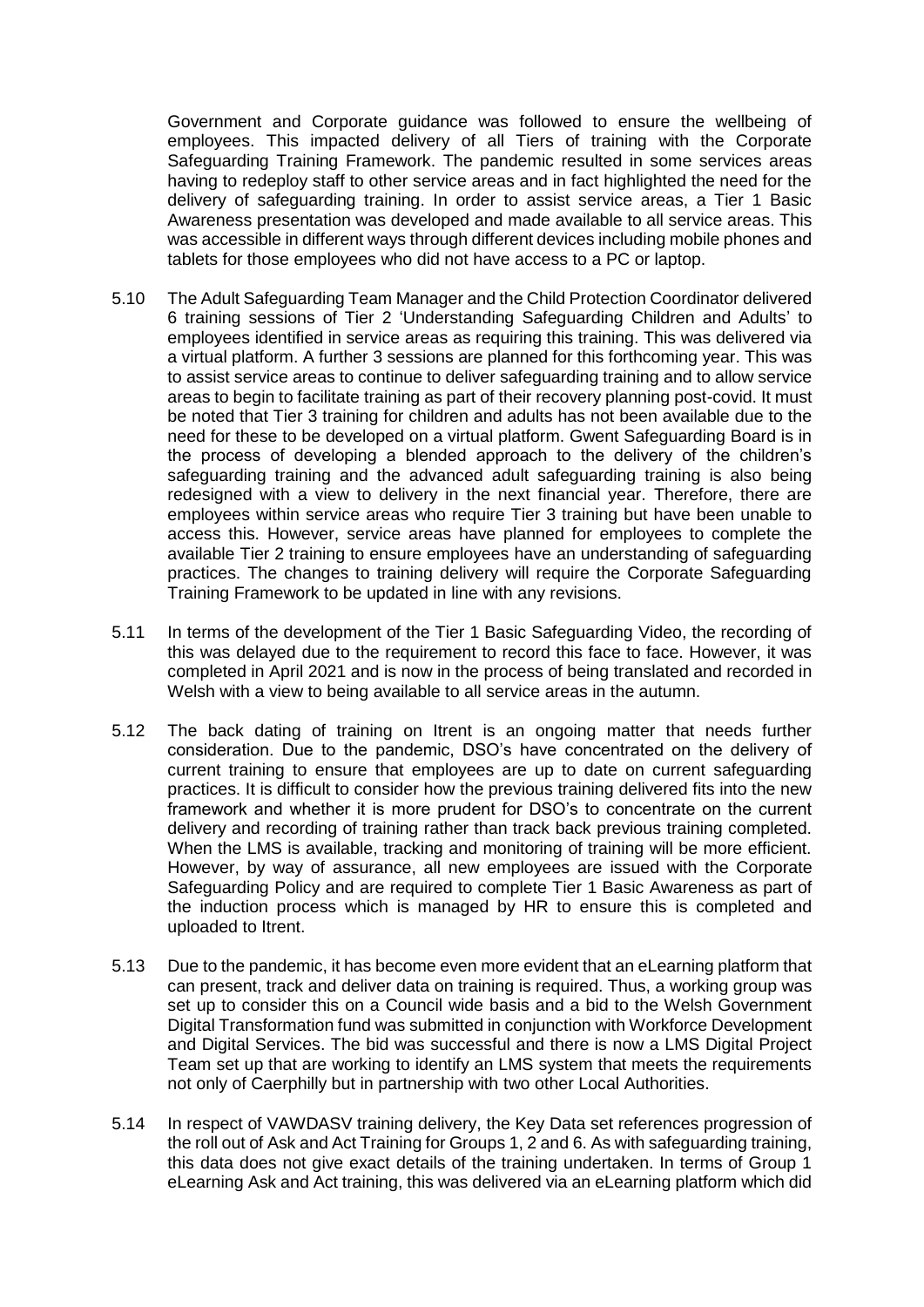Government and Corporate guidance was followed to ensure the wellbeing of employees. This impacted delivery of all Tiers of training with the Corporate Safeguarding Training Framework. The pandemic resulted in some services areas having to redeploy staff to other service areas and in fact highlighted the need for the delivery of safeguarding training. In order to assist service areas, a Tier 1 Basic Awareness presentation was developed and made available to all service areas. This was accessible in different ways through different devices including mobile phones and tablets for those employees who did not have access to a PC or laptop.

5.10 The Adult Safeguarding Team Manager and the Child Protection Coordinator delivered 6 training sessions of Tier 2 'Understanding Safeguarding Children and Adults' to employees identified in service areas as requiring this training. This was delivered via a virtual platform. A further 3 sessions are planned for this forthcoming year. This was to assist service areas to continue to deliver safeguarding training and to allow service areas to begin to facilitate training as part of their recovery planning post-covid. It must be noted that Tier 3 training for children and adults has not been available due to the need for these to be developed on a virtual platform. Gwent Safeguarding Board is in the process of developing a blended approach to the delivery of the children's safeguarding training and the advanced adult safeguarding training is also being redesigned with a view to delivery in the next financial year. Therefore, there are employees within service areas who require Tier 3 training but have been unable to access this. However, service areas have planned for employees to complete the available Tier 2 training to ensure employees have an understanding of safeguarding practices. The changes to training delivery will require the Corporate Safeguarding Training Framework to be updated in line with any revisions.

5.11 In terms of the development of the Tier 1 Basic Safeguarding Video, the recording of this was delayed due to the requirement to record this face to face. However, it was completed in April 2021 and is now in the process of being translated and recorded in Welsh with a view to being available to all service areas in the autumn.

5.12 The back dating of training on Itrent is an ongoing matter that needs further consideration. Due to the pandemic, DSO's have concentrated on the delivery of current training to ensure that employees are up to date on current safeguarding practices. It is difficult to consider how the previous training delivered fits into the new framework and whether it is more prudent for DSO's to concentrate on the current delivery and recording of training rather than track back previous training completed. When the LMS is available, tracking and monitoring of training will be more efficient. However, by way of assurance, all new employees are issued with the Corporate Safeguarding Policy and are required to complete Tier 1 Basic Awareness as part of the induction process which is managed by HR to ensure this is completed and uploaded to Itrent.

5.13 Due to the pandemic, it has become even more evident that an eLearning platform that can present, track and deliver data on training is required. Thus, a working group was set up to consider this on a Council wide basis and a bid to the Welsh Government Digital Transformation fund was submitted in conjunction with Workforce Development and Digital Services. The bid was successful and there is now a LMS Digital Project Team set up that are working to identify an LMS system that meets the requirements not only of Caerphilly but in partnership with two other Local Authorities.

5.14 In respect of VAWDASV training delivery, the Key Data set references progression of the roll out of Ask and Act Training for Groups 1, 2 and 6. As with safeguarding training, this data does not give exact details of the training undertaken. In terms of Group 1 eLearning Ask and Act training, this was delivered via an eLearning platform which did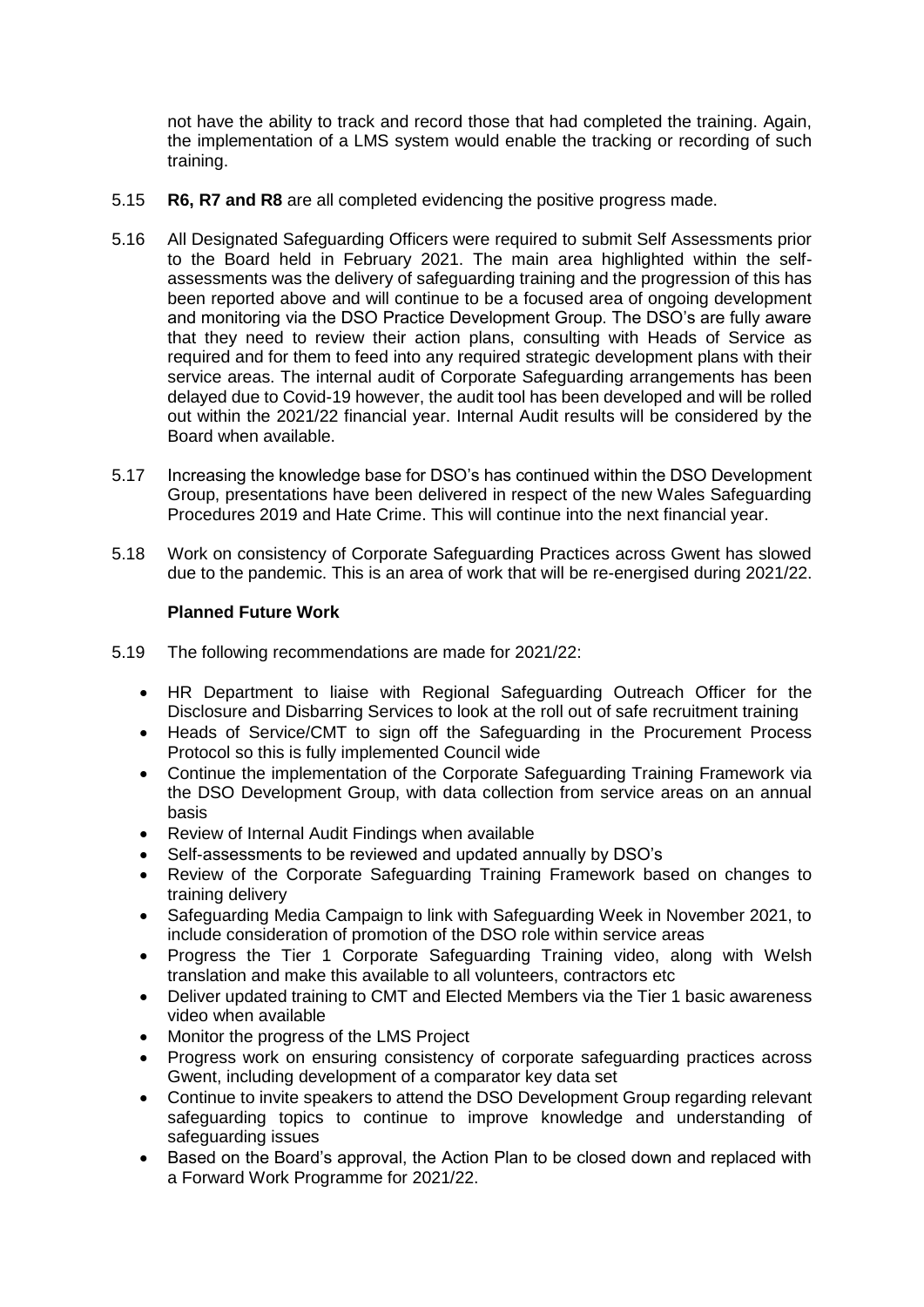not have the ability to track and record those that had completed the training. Again, the implementation of a LMS system would enable the tracking or recording of such training.

5.15 **R6, R7 and R8** are all completed evidencing the positive progress made.

5.16 All Designated Safeguarding Officers were required to submit Self Assessments prior to the Board held in February 2021. The main area highlighted within the self-assessments was the delivery of safeguarding training and the progression of this has been reported above and will continue to be a focused area of ongoing development and monitoring via the DSO Practice Development Group. The DSO's are fully aware that they need to review their action plans, consulting with Heads of Service as required and for them to feed into any required strategic development plans with their service areas. The internal audit of Corporate Safeguarding arrangements has been delayed due to Covid-19 however, the audit tool has been developed and will be rolled out within the 2021/22 financial year. Internal Audit results will be considered by the Board when available.

5.17 Increasing the knowledge base for DSO's has continued within the DSO Development Group, presentations have been delivered in respect of the new Wales Safeguarding Procedures 2019 and Hate Crime. This will continue into the next financial year.

5.18 Work on consistency of Corporate Safeguarding Practices across Gwent has slowed due to the pandemic. This is an area of work that will be re-energised during 2021/22.

**Planned Future Work**

5.19 The following recommendations are made for 2021/22:

- HR Department to liaise with Regional Safeguarding Outreach Officer for the Disclosure and Disbarring Services to look at the roll out of safe recruitment training
- Heads of Service/CMT to sign off the Safeguarding in the Procurement Process Protocol so this is fully implemented Council wide
- Continue the implementation of the Corporate Safeguarding Training Framework via the DSO Development Group, with data collection from service areas on an annual basis
- Review of Internal Audit Findings when available
- Self-assessments to be reviewed and updated annually by DSO's
- Review of the Corporate Safeguarding Training Framework based on changes to training delivery
- Safeguarding Media Campaign to link with Safeguarding Week in November 2021, to include consideration of promotion of the DSO role within service areas
- Progress the Tier 1 Corporate Safeguarding Training video, along with Welsh translation and make this available to all volunteers, contractors etc
- Deliver updated training to CMT and Elected Members via the Tier 1 basic awareness video when available
- Monitor the progress of the LMS Project
- Progress work on ensuring consistency of corporate safeguarding practices across Gwent, including development of a comparator key data set
- Continue to invite speakers to attend the DSO Development Group regarding relevant safeguarding topics to continue to improve knowledge and understanding of safeguarding issues
- Based on the Board's approval, the Action Plan to be closed down and replaced with a Forward Work Programme for 2021/22.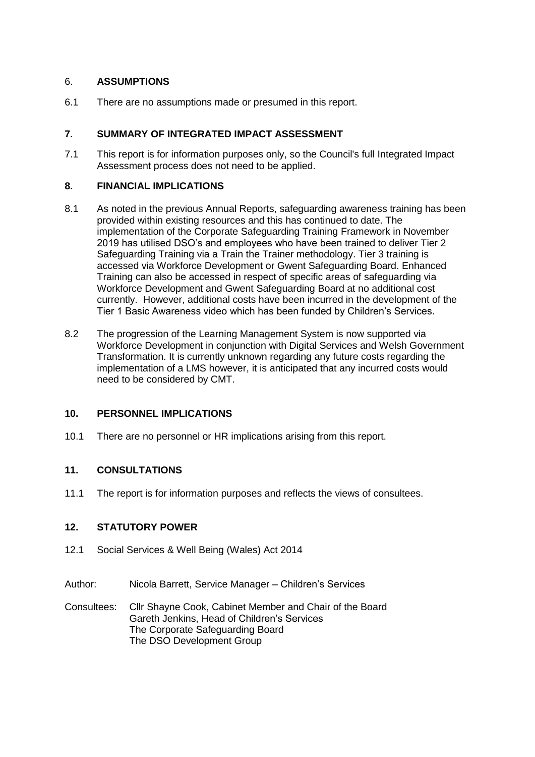## 6. ASSUMPTIONS

6.1 There are no assumptions made or presumed in this report.

## 7. SUMMARY OF INTEGRATED IMPACT ASSESSMENT

7.1 This report is for information purposes only, so the Council's full Integrated Impact Assessment process does not need to be applied.

## 8. FINANCIAL IMPLICATIONS

8.1 As noted in the previous Annual Reports, safeguarding awareness training has been provided within existing resources and this has continued to date. The implementation of the Corporate Safeguarding Training Framework in November 2019 has utilised DSO's and employees who have been trained to deliver Tier 2 Safeguarding Training via a Train the Trainer methodology. Tier 3 training is accessed via Workforce Development or Gwent Safeguarding Board. Enhanced Training can also be accessed in respect of specific areas of safeguarding via Workforce Development and Gwent Safeguarding Board at no additional cost currently. However, additional costs have been incurred in the development of the Tier 1 Basic Awareness video which has been funded by Children's Services.

8.2 The progression of the Learning Management System is now supported via Workforce Development in conjunction with Digital Services and Welsh Government Transformation. It is currently unknown regarding any future costs regarding the implementation of a LMS however, it is anticipated that any incurred costs would need to be considered by CMT.

## 10. PERSONNEL IMPLICATIONS

10.1 There are no personnel or HR implications arising from this report.

## 11. CONSULTATIONS

11.1 The report is for information purposes and reflects the views of consultees.

## 12. STATUTORY POWER

12.1 Social Services & Well Being (Wales) Act 2014

Author: Nicola Barrett, Service Manager – Children's Services

Consultees: Cllr Shayne Cook, Cabinet Member and Chair of the Board
Gareth Jenkins, Head of Children's Services
The Corporate Safeguarding Board
The DSO Development Group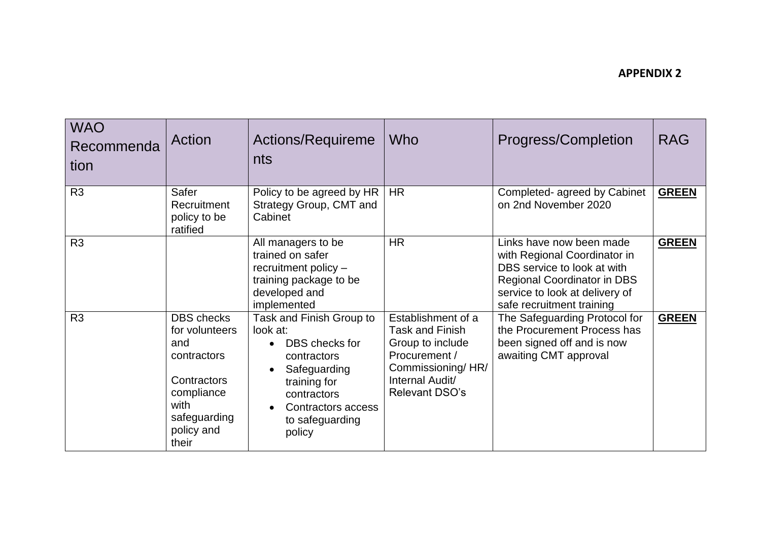**APPENDIX 2**

| WAO Recommendation | Action | Actions/Requirements | Who | Progress/Completion | RAG |
|---|---|---|---|---|---|
| R3 | Safer Recruitment policy to be ratified | Policy to be agreed by HR Strategy Group, CMT and Cabinet | HR | Completed- agreed by Cabinet on 2nd November 2020 | **GREEN** |
| R3 | | All managers to be trained on safer recruitment policy – training package to be developed and implemented | HR | Links have now been made with Regional Coordinator in DBS service to look at with Regional Coordinator in DBS service to look at delivery of safe recruitment training | **GREEN** |
| R3 | DBS checks for volunteers and contractors<br><br>Contractors compliance with safeguarding policy and their | Task and Finish Group to look at:<br>• DBS checks for contractors<br>• Safeguarding training for contractors<br>• Contractors access to safeguarding policy | Establishment of a Task and Finish Group to include Procurement / Commissioning/ HR/ Internal Audit/ Relevant DSO's | The Safeguarding Protocol for the Procurement Process has been signed off and is now awaiting CMT approval | **GREEN** |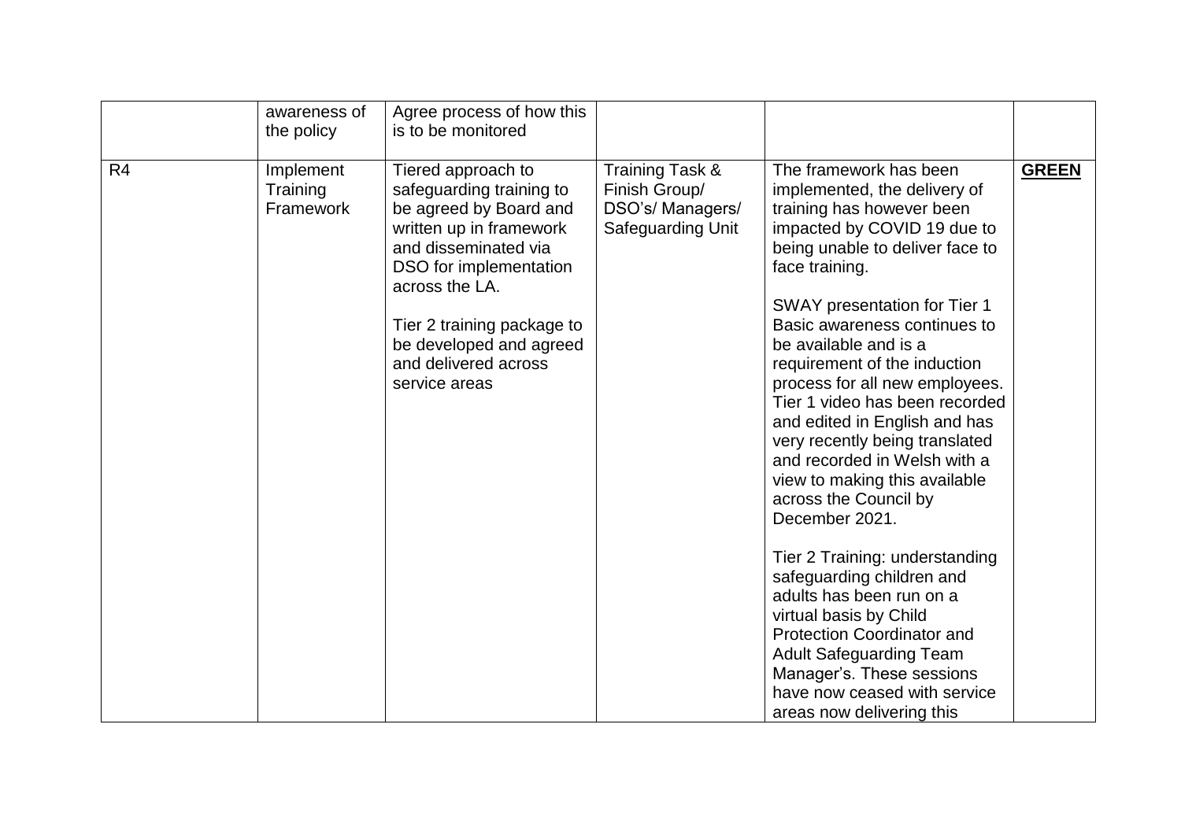| | | | | | |
|---|---|---|---|---|---|
| | awareness of the policy | Agree process of how this is to be monitored | | | |
| R4 | Implement Training Framework | Tiered approach to safeguarding training to be agreed by Board and written up in framework and disseminated via DSO for implementation across the LA.<br><br>Tier 2 training package to be developed and agreed and delivered across service areas | Training Task & Finish Group/ DSO's/ Managers/ Safeguarding Unit | The framework has been implemented, the delivery of training has however been impacted by COVID 19 due to being unable to deliver face to face training.<br><br>SWAY presentation for Tier 1 Basic awareness continues to be available and is a requirement of the induction process for all new employees. Tier 1 video has been recorded and edited in English and has very recently being translated and recorded in Welsh with a view to making this available across the Council by December 2021.<br><br>Tier 2 Training: understanding safeguarding children and adults has been run on a virtual basis by Child Protection Coordinator and Adult Safeguarding Team Manager's. These sessions have now ceased with service areas now delivering this | **GREEN** |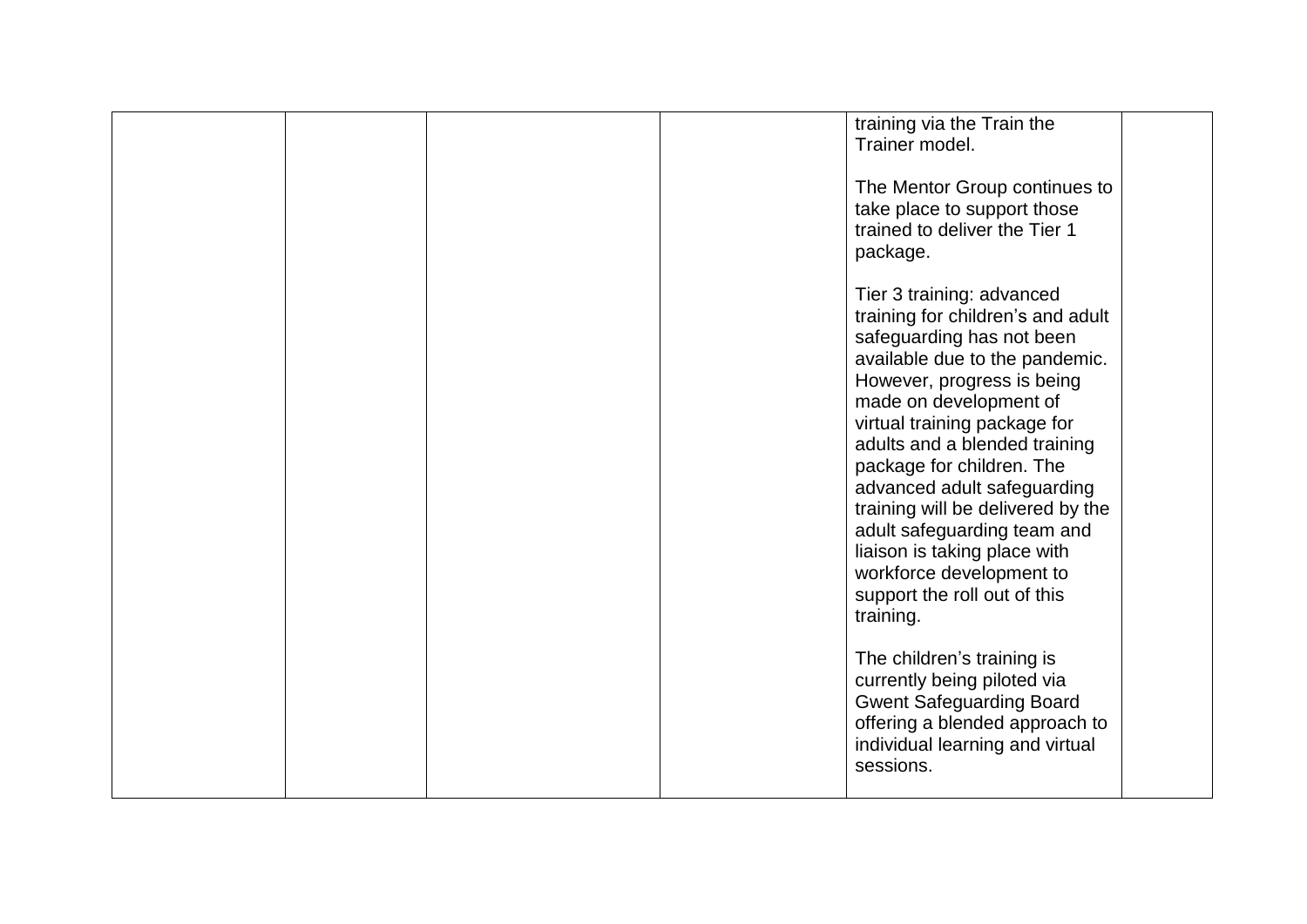|  |  |  |  |  |  |
|---|---|---|---|---|---|
|  |  |  |  | training via the Train the Trainer model.<br><br>The Mentor Group continues to take place to support those trained to deliver the Tier 1 package.<br><br>Tier 3 training: advanced training for children's and adult safeguarding has not been available due to the pandemic. However, progress is being made on development of virtual training package for adults and a blended training package for children. The advanced adult safeguarding training will be delivered by the adult safeguarding team and liaison is taking place with workforce development to support the roll out of this training.<br><br>The children's training is currently being piloted via Gwent Safeguarding Board offering a blended approach to individual learning and virtual sessions. |  |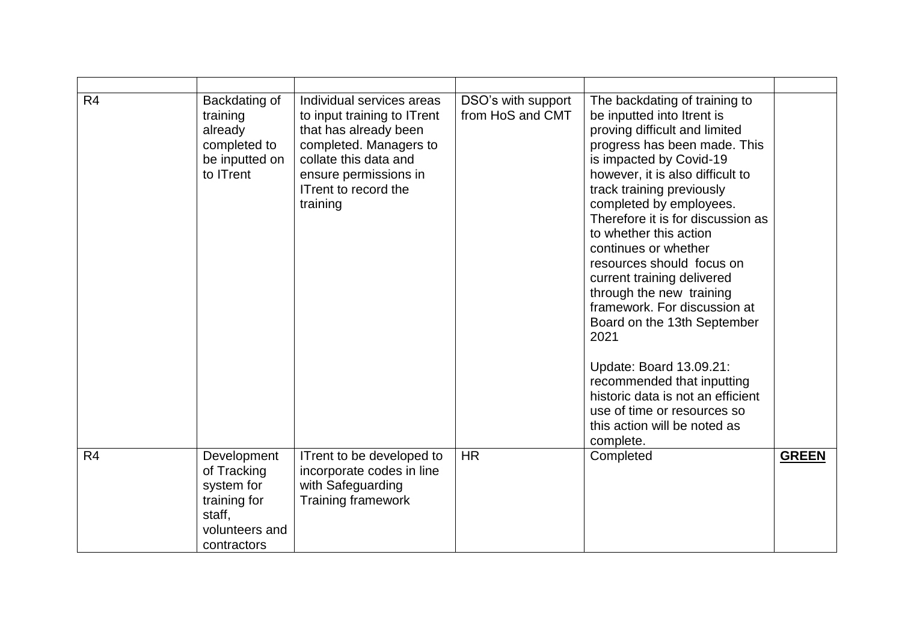| | | | | | |
|---|---|---|---|---|---|
| R4 | Backdating of training already completed to be inputted on to ITrent | Individual services areas to input training to ITrent that has already been completed. Managers to collate this data and ensure permissions in ITrent to record the training | DSO's with support from HoS and CMT | The backdating of training to be inputted into Itrent is proving difficult and limited progress has been made. This is impacted by Covid-19 however, it is also difficult to track training previously completed by employees. Therefore it is for discussion as to whether this action continues or whether resources should focus on current training delivered through the new training framework. For discussion at Board on the 13th September 2021<br><br>Update: Board 13.09.21: recommended that inputting historic data is not an efficient use of time or resources so this action will be noted as complete. | |
| R4 | Development of Tracking system for training for staff, volunteers and contractors | ITrent to be developed to incorporate codes in line with Safeguarding Training framework | HR | Completed | **GREEN** |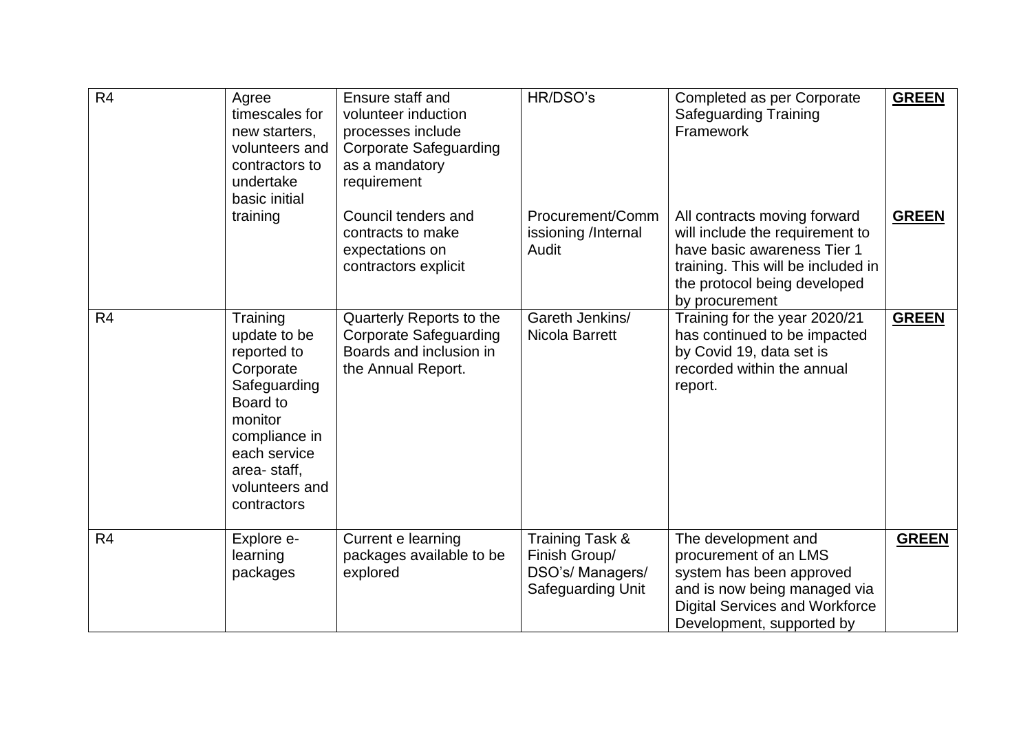| | | | | | |
|---|---|---|---|---|---|
| R4 | Agree timescales for new starters, volunteers and contractors to undertake basic initial training | Ensure staff and volunteer induction processes include Corporate Safeguarding as a mandatory requirement | HR/DSO's | Completed as per Corporate Safeguarding Training Framework | **GREEN** |
| | | Council tenders and contracts to make expectations on contractors explicit | Procurement/Commissioning /Internal Audit | All contracts moving forward will include the requirement to have basic awareness Tier 1 training. This will be included in the protocol being developed by procurement | **GREEN** |
| R4 | Training update to be reported to Corporate Safeguarding Board to monitor compliance in each service area- staff, volunteers and contractors | Quarterly Reports to the Corporate Safeguarding Boards and inclusion in the Annual Report. | Gareth Jenkins/ Nicola Barrett | Training for the year 2020/21 has continued to be impacted by Covid 19, data set is recorded within the annual report. | **GREEN** |
| R4 | Explore e-learning packages | Current e learning packages available to be explored | Training Task & Finish Group/ DSO's/ Managers/ Safeguarding Unit | The development and procurement of an LMS system has been approved and is now being managed via Digital Services and Workforce Development, supported by | **GREEN** |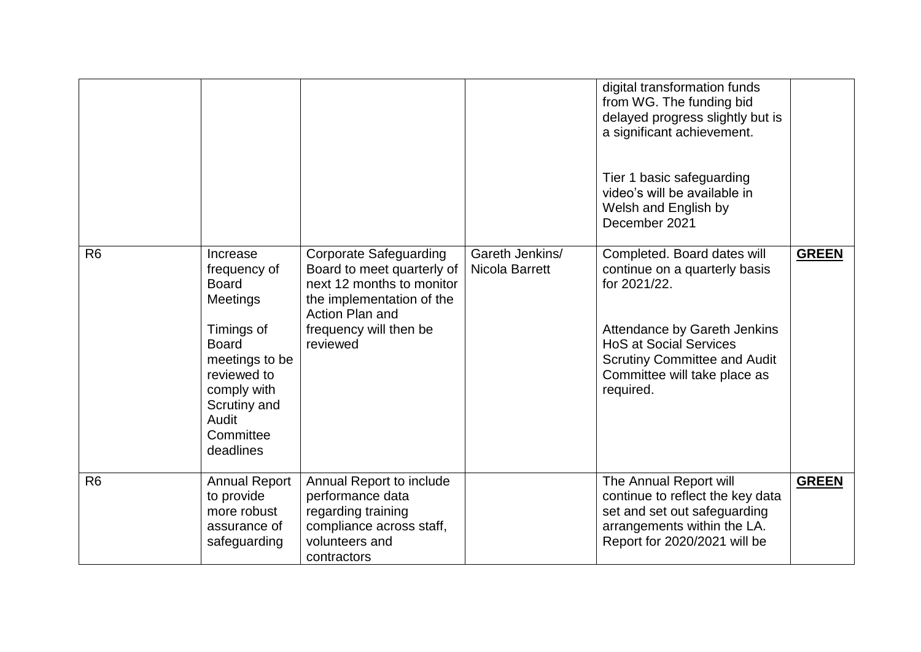|  |  |  |  |  |  |
|---|---|---|---|---|---|
|  |  |  |  | digital transformation funds from WG. The funding bid delayed progress slightly but is a significant achievement.<br><br>Tier 1 basic safeguarding video's will be available in Welsh and English by December 2021 |  |
| R6 | Increase frequency of Board Meetings<br><br>Timings of Board meetings to be reviewed to comply with Scrutiny and Audit Committee deadlines | Corporate Safeguarding Board to meet quarterly of next 12 months to monitor the implementation of the Action Plan and frequency will then be reviewed | Gareth Jenkins/ Nicola Barrett | Completed. Board dates will continue on a quarterly basis for 2021/22.<br><br>Attendance by Gareth Jenkins HoS at Social Services Scrutiny Committee and Audit Committee will take place as required. | **GREEN** |
| R6 | Annual Report to provide more robust assurance of safeguarding | Annual Report to include performance data regarding training compliance across staff, volunteers and contractors |  | The Annual Report will continue to reflect the key data set and set out safeguarding arrangements within the LA. Report for 2020/2021 will be | **GREEN** |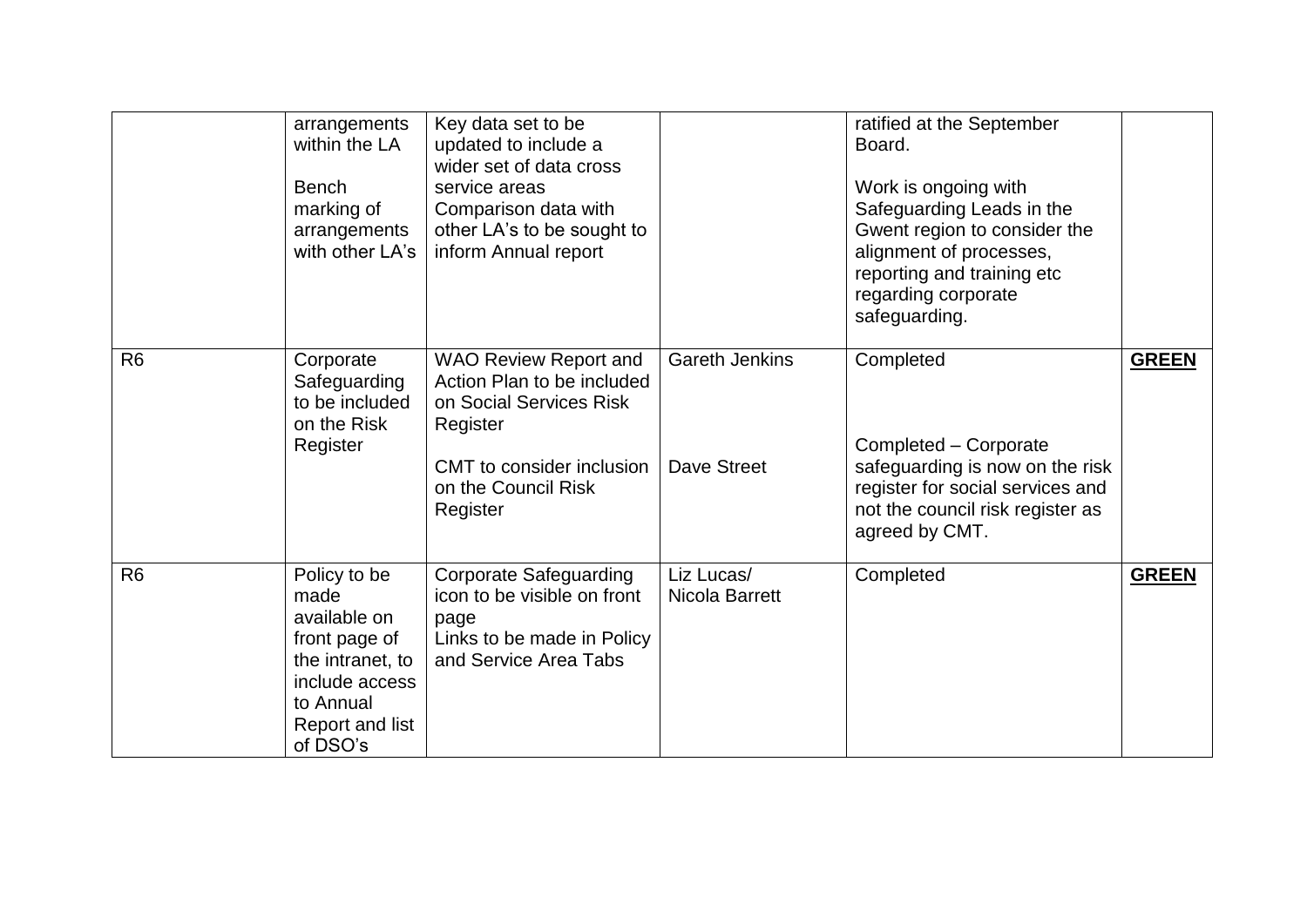| | | | | | |
|---|---|---|---|---|---|
| | arrangements within the LA<br><br>Bench marking of arrangements with other LA's | Key data set to be updated to include a wider set of data cross service areas<br>Comparison data with other LA's to be sought to inform Annual report | | ratified at the September Board.<br><br>Work is ongoing with Safeguarding Leads in the Gwent region to consider the alignment of processes, reporting and training etc regarding corporate safeguarding. | |
| R6 | Corporate Safeguarding to be included on the Risk Register | WAO Review Report and Action Plan to be included on Social Services Risk Register<br><br>CMT to consider inclusion on the Council Risk Register | Gareth Jenkins<br><br><br><br>Dave Street | Completed<br><br><br>Completed – Corporate safeguarding is now on the risk register for social services and not the council risk register as agreed by CMT. | **GREEN** |
| R6 | Policy to be made available on front page of the intranet, to include access to Annual Report and list of DSO's | Corporate Safeguarding icon to be visible on front page<br>Links to be made in Policy and Service Area Tabs | Liz Lucas/ Nicola Barrett | Completed | **GREEN** |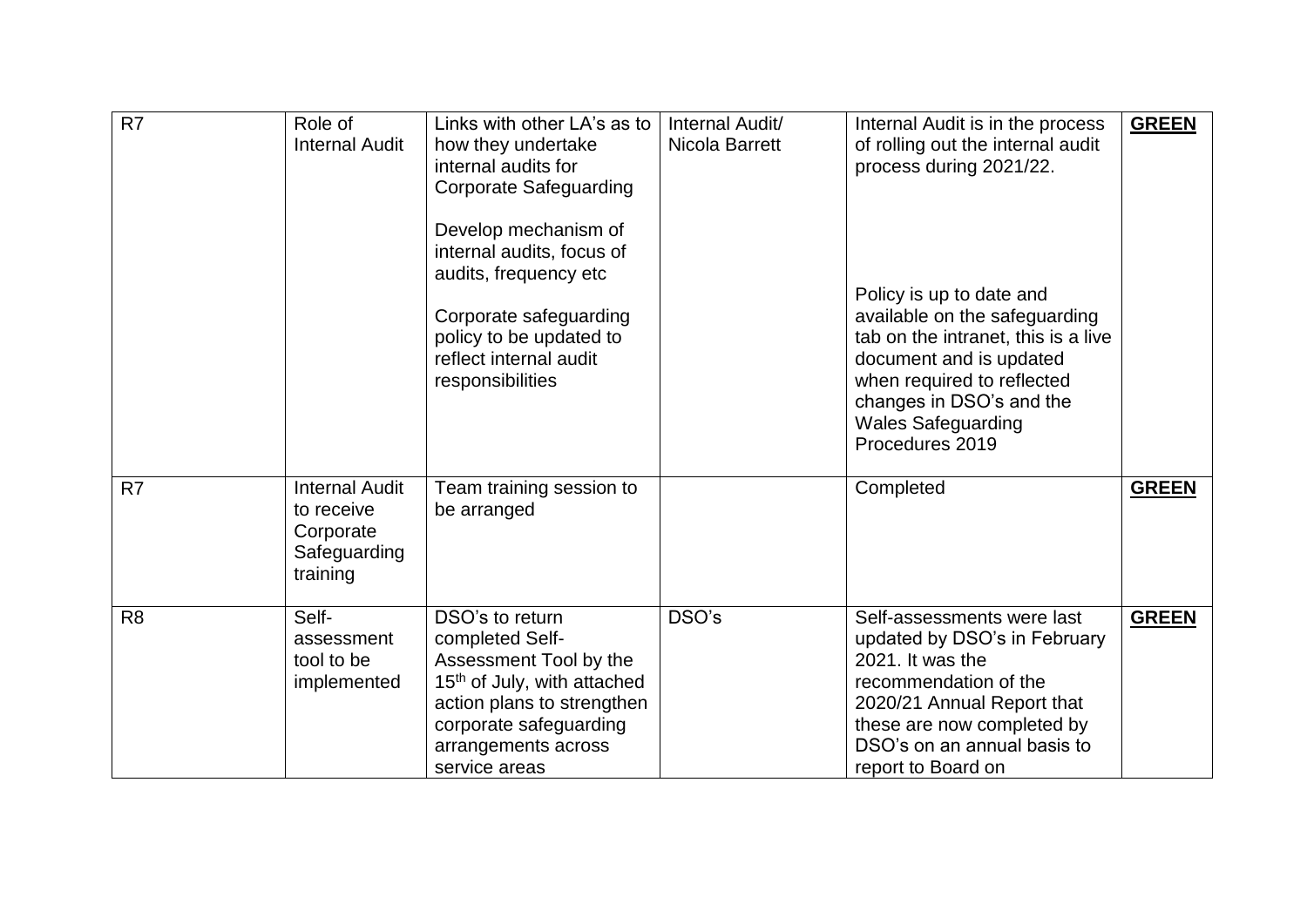| R7 | Role of Internal Audit | Links with other LA's as to how they undertake internal audits for Corporate Safeguarding<br><br>Develop mechanism of internal audits, focus of audits, frequency etc<br><br>Corporate safeguarding policy to be updated to reflect internal audit responsibilities | Internal Audit/ Nicola Barrett | Internal Audit is in the process of rolling out the internal audit process during 2021/22.<br><br>Policy is up to date and available on the safeguarding tab on the intranet, this is a live document and is updated when required to reflected changes in DSO's and the Wales Safeguarding Procedures 2019 | **GREEN** |
|---|---|---|---|---|---|
| R7 | Internal Audit to receive Corporate Safeguarding training | Team training session to be arranged | | Completed | **GREEN** |
| R8 | Self-assessment tool to be implemented | DSO's to return completed Self-Assessment Tool by the 15th of July, with attached action plans to strengthen corporate safeguarding arrangements across service areas | DSO's | Self-assessments were last updated by DSO's in February 2021. It was the recommendation of the 2020/21 Annual Report that these are now completed by DSO's on an annual basis to report to Board on | **GREEN** |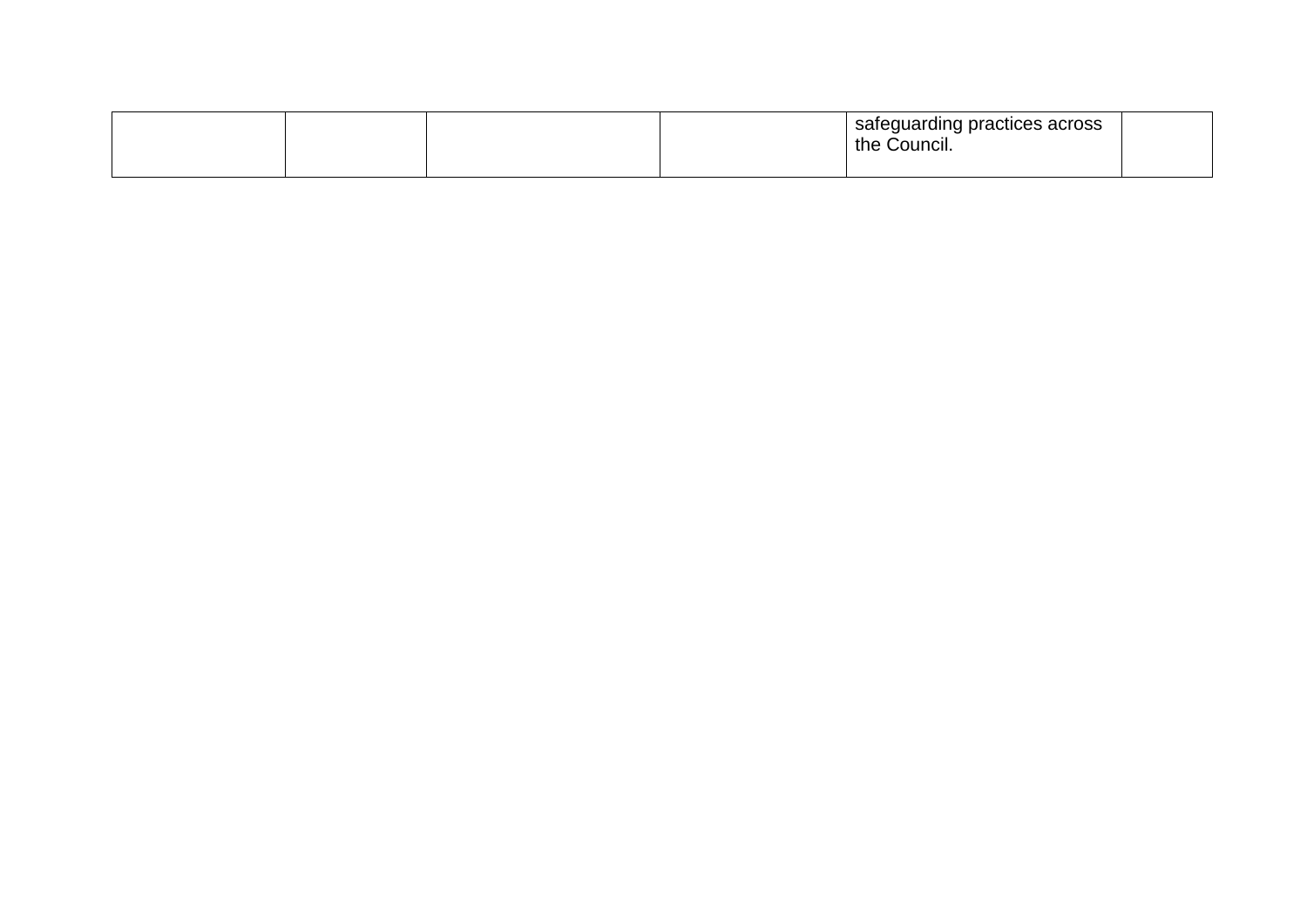| | | | | | |
|---|---|---|---|---|---|
| | | | | safeguarding practices across the Council. | |